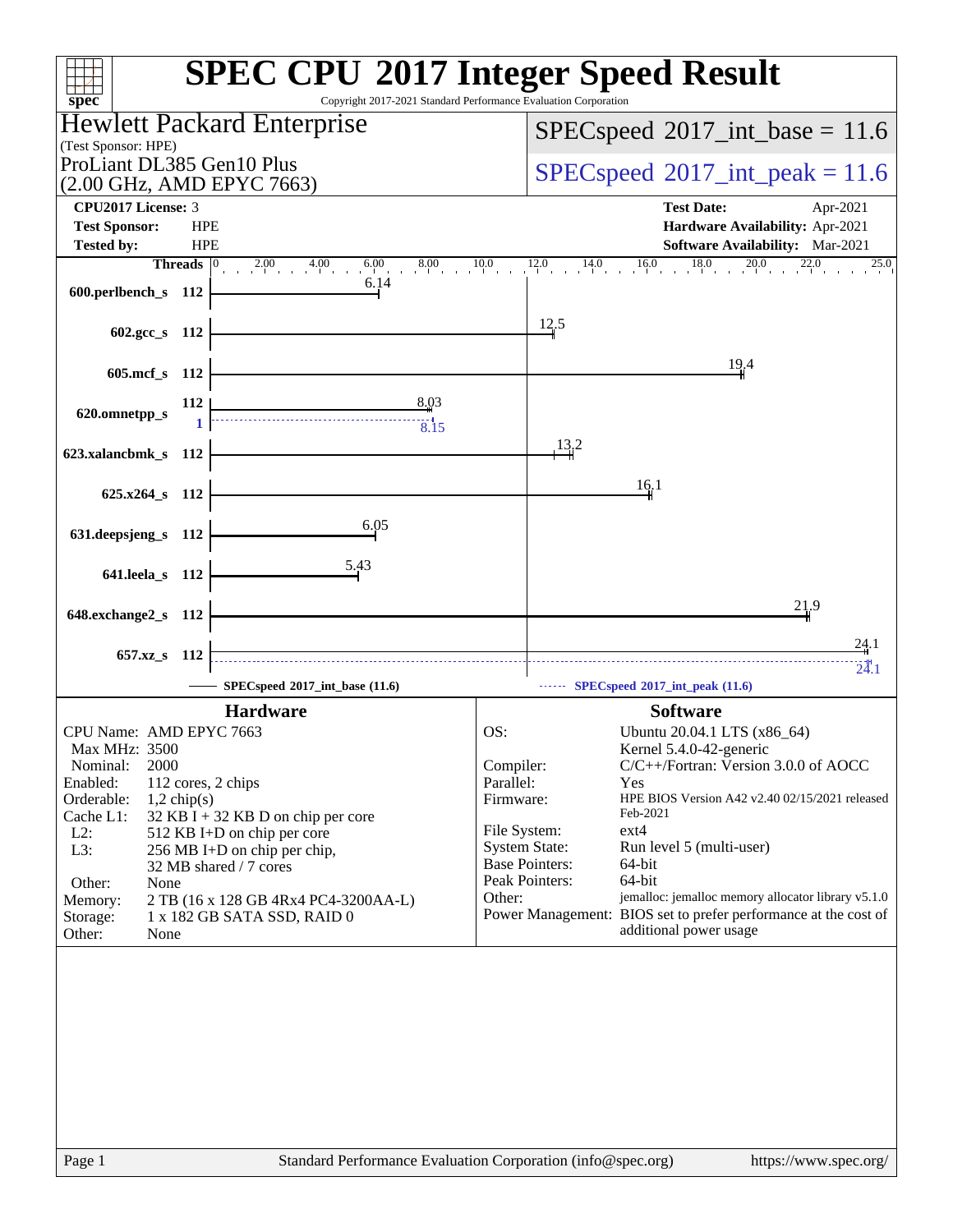# SPEC CPU 2017 Integer Speed Result

Copyright 2017-2021 Standard Performance Evaluation Corporation

**Hewlett Packard Enterprise**
(Test Sponsor: HPE)
ProLiant DL385 Gen10 Plus
(2.00 GHz, AMD EPYC 7663)

SPECspeed 2017_int_base = 11.6

SPECspeed 2017_int_peak = 11.6

| | | | |
|---|---|---|---|
| **CPU2017 License:** | 3 | **Test Date:** | Apr-2021 |
| **Test Sponsor:** | HPE | **Hardware Availability:** | Apr-2021 |
| **Tested by:** | HPE | **Software Availability:** | Mar-2021 |

| Benchmark | Threads | Base | Peak |
|---|---|---|---|
| 600.perlbench_s | 112 | 6.14 | |
| 602.gcc_s | 112 | 12.5 | |
| 605.mcf_s | 112 | 19.4 | |
| 620.omnetpp_s | 112 / 1 | 8.03 | 8.15 |
| 623.xalancbmk_s | 112 | 13.2 | |
| 625.x264_s | 112 | 16.1 | |
| 631.deepsjeng_s | 112 | 6.05 | |
| 641.leela_s | 112 | 5.43 | |
| 648.exchange2_s | 112 | 21.9 | |
| 657.xz_s | 112 | 24.1 | 24.1 |

SPECspeed 2017_int_base (11.6) — SPECspeed 2017_int_peak (11.6)

## Hardware

| | |
|---|---|
| CPU Name: | AMD EPYC 7663 |
| Max MHz: | 3500 |
| Nominal: | 2000 |
| Enabled: | 112 cores, 2 chips |
| Orderable: | 1,2 chip(s) |
| Cache L1: | 32 KB I + 32 KB D on chip per core |
| L2: | 512 KB I+D on chip per core |
| L3: | 256 MB I+D on chip per chip, 32 MB shared / 7 cores |
| Other: | None |
| Memory: | 2 TB (16 x 128 GB 4Rx4 PC4-3200AA-L) |
| Storage: | 1 x 182 GB SATA SSD, RAID 0 |
| Other: | None |

## Software

| | |
|---|---|
| OS: | Ubuntu 20.04.1 LTS (x86_64) Kernel 5.4.0-42-generic |
| Compiler: | C/C++/Fortran: Version 3.0.0 of AOCC |
| Parallel: | Yes |
| Firmware: | HPE BIOS Version A42 v2.40 02/15/2021 released Feb-2021 |
| File System: | ext4 |
| System State: | Run level 5 (multi-user) |
| Base Pointers: | 64-bit |
| Peak Pointers: | 64-bit |
| Other: | jemalloc: jemalloc memory allocator library v5.1.0 |
| Power Management: | BIOS set to prefer performance at the cost of additional power usage |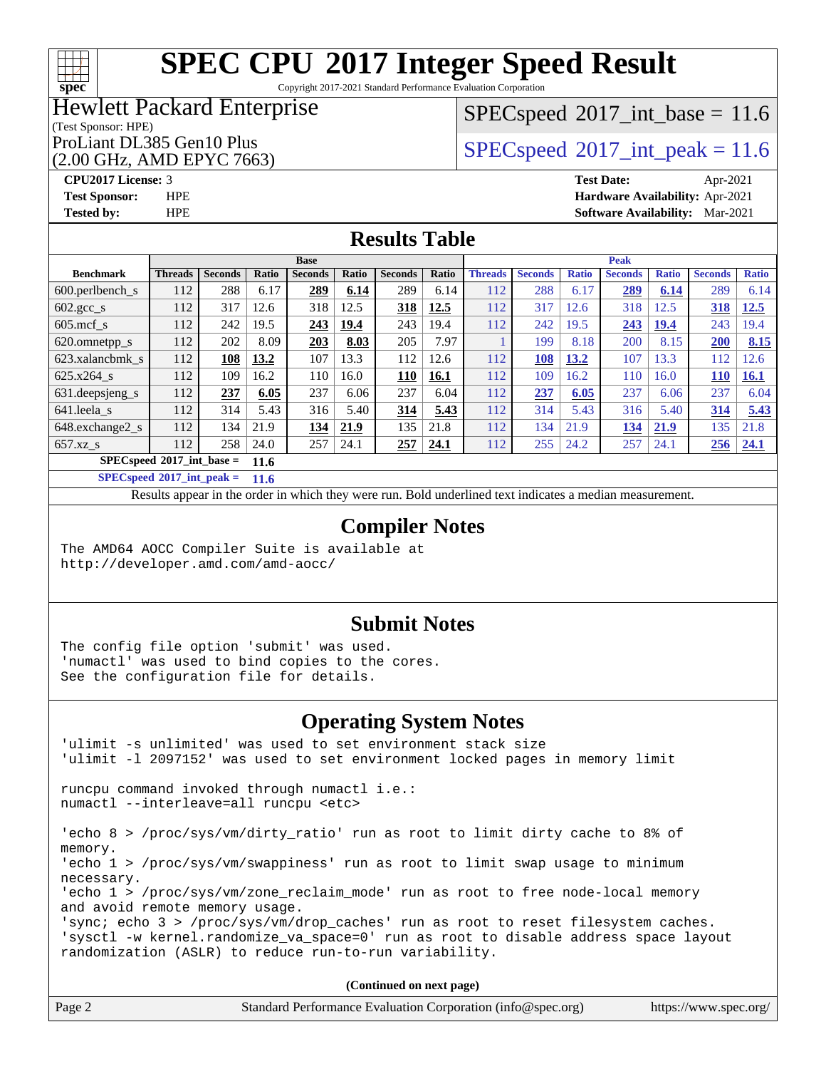# SPEC CPU 2017 Integer Speed Result

Copyright 2017-2021 Standard Performance Evaluation Corporation

## Hewlett Packard Enterprise

(Test Sponsor: HPE)

ProLiant DL385 Gen10 Plus (2.00 GHz, AMD EPYC 7663)

SPECspeed 2017_int_base = 11.6

SPECspeed 2017_int_peak = 11.6

**CPU2017 License:** 3
**Test Sponsor:** HPE
**Tested by:** HPE
**Test Date:** Apr-2021
**Hardware Availability:** Apr-2021
**Software Availability:** Mar-2021

## Results Table

| Benchmark | Base | | | | | | | Peak | | | | | | |
|---|---|---|---|---|---|---|---|---|---|---|---|---|---|---|
| | Threads | Seconds | Ratio | Seconds | Ratio | Seconds | Ratio | Threads | Seconds | Ratio | Seconds | Ratio | Seconds | Ratio |
| 600.perlbench_s | 112 | 288 | 6.17 | **289** | **6.14** | 289 | 6.14 | 112 | 288 | 6.17 | **289** | **6.14** | 289 | 6.14 |
| 602.gcc_s | 112 | 317 | 12.6 | 318 | 12.5 | **318** | **12.5** | 112 | 317 | 12.6 | 318 | 12.5 | **318** | **12.5** |
| 605.mcf_s | 112 | 242 | 19.5 | **243** | **19.4** | 243 | 19.4 | 112 | 242 | 19.5 | **243** | **19.4** | 243 | 19.4 |
| 620.omnetpp_s | 112 | 202 | 8.09 | **203** | **8.03** | 205 | 7.97 | 1 | 199 | 8.18 | 200 | 8.15 | **200** | **8.15** |
| 623.xalancbmk_s | 112 | **108** | **13.2** | 107 | 13.3 | 112 | 12.6 | 112 | **108** | **13.2** | 107 | 13.3 | 112 | 12.6 |
| 625.x264_s | 112 | 109 | 16.2 | 110 | 16.0 | **110** | **16.1** | 112 | 109 | 16.2 | 110 | 16.0 | **110** | **16.1** |
| 631.deepsjeng_s | 112 | **237** | **6.05** | 237 | 6.06 | 237 | 6.04 | 112 | **237** | **6.05** | 237 | 6.06 | 237 | 6.04 |
| 641.leela_s | 112 | 314 | 5.43 | 316 | 5.40 | **314** | **5.43** | 112 | 314 | 5.43 | 316 | 5.40 | **314** | **5.43** |
| 648.exchange2_s | 112 | 134 | 21.9 | **134** | **21.9** | 135 | 21.8 | 112 | 134 | 21.9 | **134** | **21.9** | 135 | 21.8 |
| 657.xz_s | 112 | 258 | 24.0 | 257 | 24.1 | **257** | **24.1** | 112 | 255 | 24.2 | 257 | 24.1 | **256** | **24.1** |

**SPECspeed 2017_int_base = 11.6**

**SPECspeed 2017_int_peak = 11.6**

Results appear in the order in which they were run. Bold underlined text indicates a median measurement.

## Compiler Notes

```
The AMD64 AOCC Compiler Suite is available at
http://developer.amd.com/amd-aocc/
```

## Submit Notes

```
The config file option 'submit' was used.
'numactl' was used to bind copies to the cores.
See the configuration file for details.
```

## Operating System Notes

```
'ulimit -s unlimited' was used to set environment stack size
'ulimit -l 2097152' was used to set environment locked pages in memory limit

runcpu command invoked through numactl i.e.:
numactl --interleave=all runcpu <etc>

'echo 8 > /proc/sys/vm/dirty_ratio' run as root to limit dirty cache to 8% of
memory.
'echo 1 > /proc/sys/vm/swappiness' run as root to limit swap usage to minimum
necessary.
'echo 1 > /proc/sys/vm/zone_reclaim_mode' run as root to free node-local memory
and avoid remote memory usage.
'sync; echo 3 > /proc/sys/vm/drop_caches' run as root to reset filesystem caches.
'sysctl -w kernel.randomize_va_space=0' run as root to disable address space layout
randomization (ASLR) to reduce run-to-run variability.
```

**(Continued on next page)**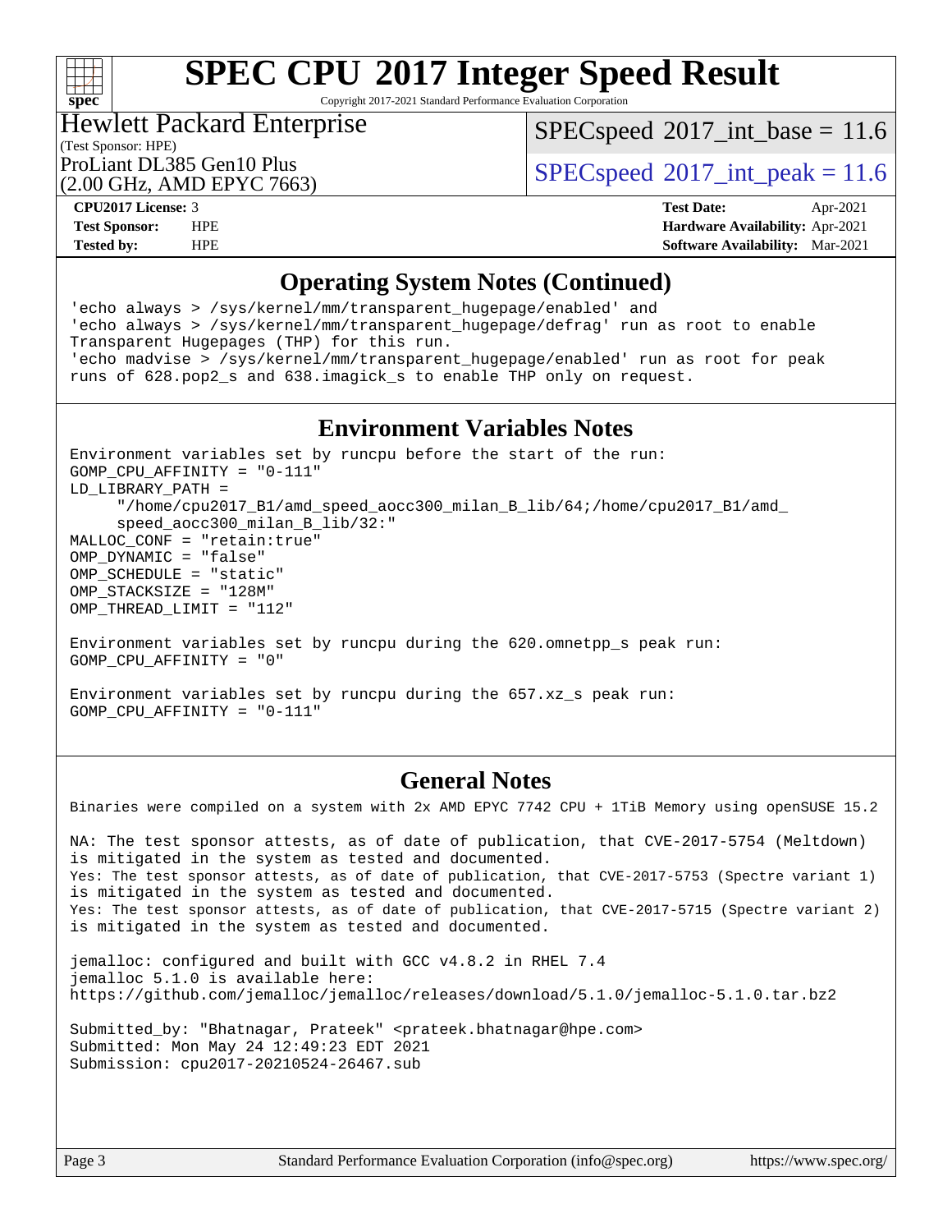## Operating System Notes (Continued)

```
'echo always > /sys/kernel/mm/transparent_hugepage/enabled' and
'echo always > /sys/kernel/mm/transparent_hugepage/defrag' run as root to enable
Transparent Hugepages (THP) for this run.
'echo madvise > /sys/kernel/mm/transparent_hugepage/enabled' run as root for peak
runs of 628.pop2_s and 638.imagick_s to enable THP only on request.
```

## Environment Variables Notes

```
Environment variables set by runcpu before the start of the run:
GOMP_CPU_AFFINITY = "0-111"
LD_LIBRARY_PATH =
     "/home/cpu2017_B1/amd_speed_aocc300_milan_B_lib/64;/home/cpu2017_B1/amd_
     speed_aocc300_milan_B_lib/32:"
MALLOC_CONF = "retain:true"
OMP_DYNAMIC = "false"
OMP_SCHEDULE = "static"
OMP_STACKSIZE = "128M"
OMP_THREAD_LIMIT = "112"

Environment variables set by runcpu during the 620.omnetpp_s peak run:
GOMP_CPU_AFFINITY = "0"

Environment variables set by runcpu during the 657.xz_s peak run:
GOMP_CPU_AFFINITY = "0-111"
```

## General Notes

```
Binaries were compiled on a system with 2x AMD EPYC 7742 CPU + 1TiB Memory using openSUSE 15.2

NA: The test sponsor attests, as of date of publication, that CVE-2017-5754 (Meltdown)
is mitigated in the system as tested and documented.
Yes: The test sponsor attests, as of date of publication, that CVE-2017-5753 (Spectre variant 1)
is mitigated in the system as tested and documented.
Yes: The test sponsor attests, as of date of publication, that CVE-2017-5715 (Spectre variant 2)
is mitigated in the system as tested and documented.

jemalloc: configured and built with GCC v4.8.2 in RHEL 7.4
jemalloc 5.1.0 is available here:
https://github.com/jemalloc/jemalloc/releases/download/5.1.0/jemalloc-5.1.0.tar.bz2

Submitted_by: "Bhatnagar, Prateek" <prateek.bhatnagar@hpe.com>
Submitted: Mon May 24 12:49:23 EDT 2021
Submission: cpu2017-20210524-26467.sub
```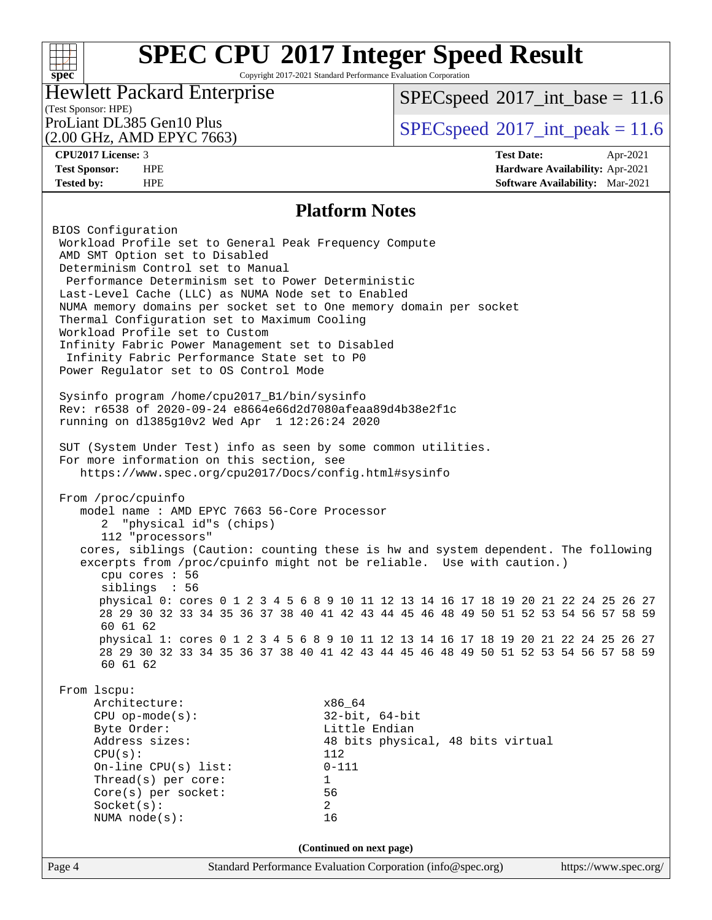# SPEC CPU 2017 Integer Speed Result

Copyright 2017-2021 Standard Performance Evaluation Corporation

**Hewlett Packard Enterprise**
(Test Sponsor: HPE)
ProLiant DL385 Gen10 Plus
(2.00 GHz, AMD EPYC 7663)

SPECspeed 2017_int_base = 11.6
SPECspeed 2017_int_peak = 11.6

| | | | |
|---|---|---|---|
| **CPU2017 License:** | 3 | **Test Date:** | Apr-2021 |
| **Test Sponsor:** | HPE | **Hardware Availability:** | Apr-2021 |
| **Tested by:** | HPE | **Software Availability:** | Mar-2021 |

## Platform Notes

```
BIOS Configuration
 Workload Profile set to General Peak Frequency Compute
 AMD SMT Option set to Disabled
 Determinism Control set to Manual
  Performance Determinism set to Power Deterministic
 Last-Level Cache (LLC) as NUMA Node set to Enabled
 NUMA memory domains per socket set to One memory domain per socket
 Thermal Configuration set to Maximum Cooling
 Workload Profile set to Custom
 Infinity Fabric Power Management set to Disabled
  Infinity Fabric Performance State set to P0
 Power Regulator set to OS Control Mode

 Sysinfo program /home/cpu2017_B1/bin/sysinfo
 Rev: r6538 of 2020-09-24 e8664e66d2d7080afeaa89d4b38e2f1c
 running on dl385g10v2 Wed Apr  1 12:26:24 2020

 SUT (System Under Test) info as seen by some common utilities.
 For more information on this section, see
    https://www.spec.org/cpu2017/Docs/config.html#sysinfo

 From /proc/cpuinfo
    model name : AMD EPYC 7663 56-Core Processor
       2  "physical id"s (chips)
       112 "processors"
    cores, siblings (Caution: counting these is hw and system dependent. The following
    excerpts from /proc/cpuinfo might not be reliable.  Use with caution.)
       cpu cores : 56
       siblings  : 56
       physical 0: cores 0 1 2 3 4 5 6 8 9 10 11 12 13 14 16 17 18 19 20 21 22 24 25 26 27
       28 29 30 32 33 34 35 36 37 38 40 41 42 43 44 45 46 48 49 50 51 52 53 54 56 57 58 59
       60 61 62
       physical 1: cores 0 1 2 3 4 5 6 8 9 10 11 12 13 14 16 17 18 19 20 21 22 24 25 26 27
       28 29 30 32 33 34 35 36 37 38 40 41 42 43 44 45 46 48 49 50 51 52 53 54 56 57 58 59
       60 61 62

 From lscpu:
      Architecture:                    x86_64
      CPU op-mode(s):                  32-bit, 64-bit
      Byte Order:                      Little Endian
      Address sizes:                   48 bits physical, 48 bits virtual
      CPU(s):                          112
      On-line CPU(s) list:             0-111
      Thread(s) per core:              1
      Core(s) per socket:              56
      Socket(s):                       2
      NUMA node(s):                    16
```

(Continued on next page)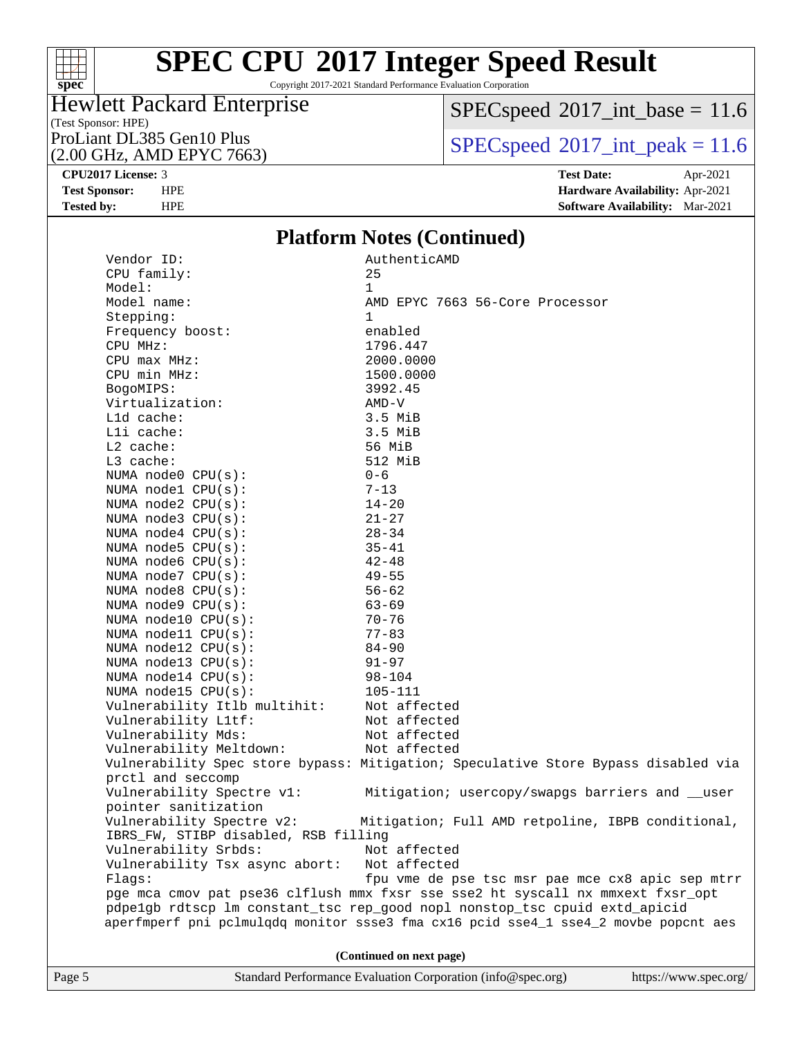# SPEC CPU 2017 Integer Speed Result

Copyright 2017-2021 Standard Performance Evaluation Corporation

Hewlett Packard Enterprise
(Test Sponsor: HPE)
ProLiant DL385 Gen10 Plus
(2.00 GHz, AMD EPYC 7663)

SPECspeed 2017_int_base = 11.6
SPECspeed 2017_int_peak = 11.6

**CPU2017 License:** 3
**Test Sponsor:** HPE
**Tested by:** HPE

**Test Date:** Apr-2021
**Hardware Availability:** Apr-2021
**Software Availability:** Mar-2021

## Platform Notes (Continued)

```
Vendor ID:                       AuthenticAMD
CPU family:                      25
Model:                           1
Model name:                      AMD EPYC 7663 56-Core Processor
Stepping:                        1
Frequency boost:                 enabled
CPU MHz:                         1796.447
CPU max MHz:                     2000.0000
CPU min MHz:                     1500.0000
BogoMIPS:                        3992.45
Virtualization:                  AMD-V
L1d cache:                       3.5 MiB
L1i cache:                       3.5 MiB
L2 cache:                        56 MiB
L3 cache:                        512 MiB
NUMA node0 CPU(s):               0-6
NUMA node1 CPU(s):               7-13
NUMA node2 CPU(s):               14-20
NUMA node3 CPU(s):               21-27
NUMA node4 CPU(s):               28-34
NUMA node5 CPU(s):               35-41
NUMA node6 CPU(s):               42-48
NUMA node7 CPU(s):               49-55
NUMA node8 CPU(s):               56-62
NUMA node9 CPU(s):               63-69
NUMA node10 CPU(s):              70-76
NUMA node11 CPU(s):              77-83
NUMA node12 CPU(s):              84-90
NUMA node13 CPU(s):              91-97
NUMA node14 CPU(s):              98-104
NUMA node15 CPU(s):              105-111
Vulnerability Itlb multihit:     Not affected
Vulnerability L1tf:              Not affected
Vulnerability Mds:               Not affected
Vulnerability Meltdown:          Not affected
Vulnerability Spec store bypass: Mitigation; Speculative Store Bypass disabled via
prctl and seccomp
Vulnerability Spectre v1:        Mitigation; usercopy/swapgs barriers and __user
pointer sanitization
Vulnerability Spectre v2:        Mitigation; Full AMD retpoline, IBPB conditional,
IBRS_FW, STIBP disabled, RSB filling
Vulnerability Srbds:             Not affected
Vulnerability Tsx async abort:   Not affected
Flags:                           fpu vme de pse tsc msr pae mce cx8 apic sep mtrr
pge mca cmov pat pse36 clflush mmx fxsr sse sse2 ht syscall nx mmxext fxsr_opt
pdpe1gb rdtscp lm constant_tsc rep_good nopl nonstop_tsc cpuid extd_apicid
aperfmperf pni pclmulqdq monitor ssse3 fma cx16 pcid sse4_1 sse4_2 movbe popcnt aes
```

(Continued on next page)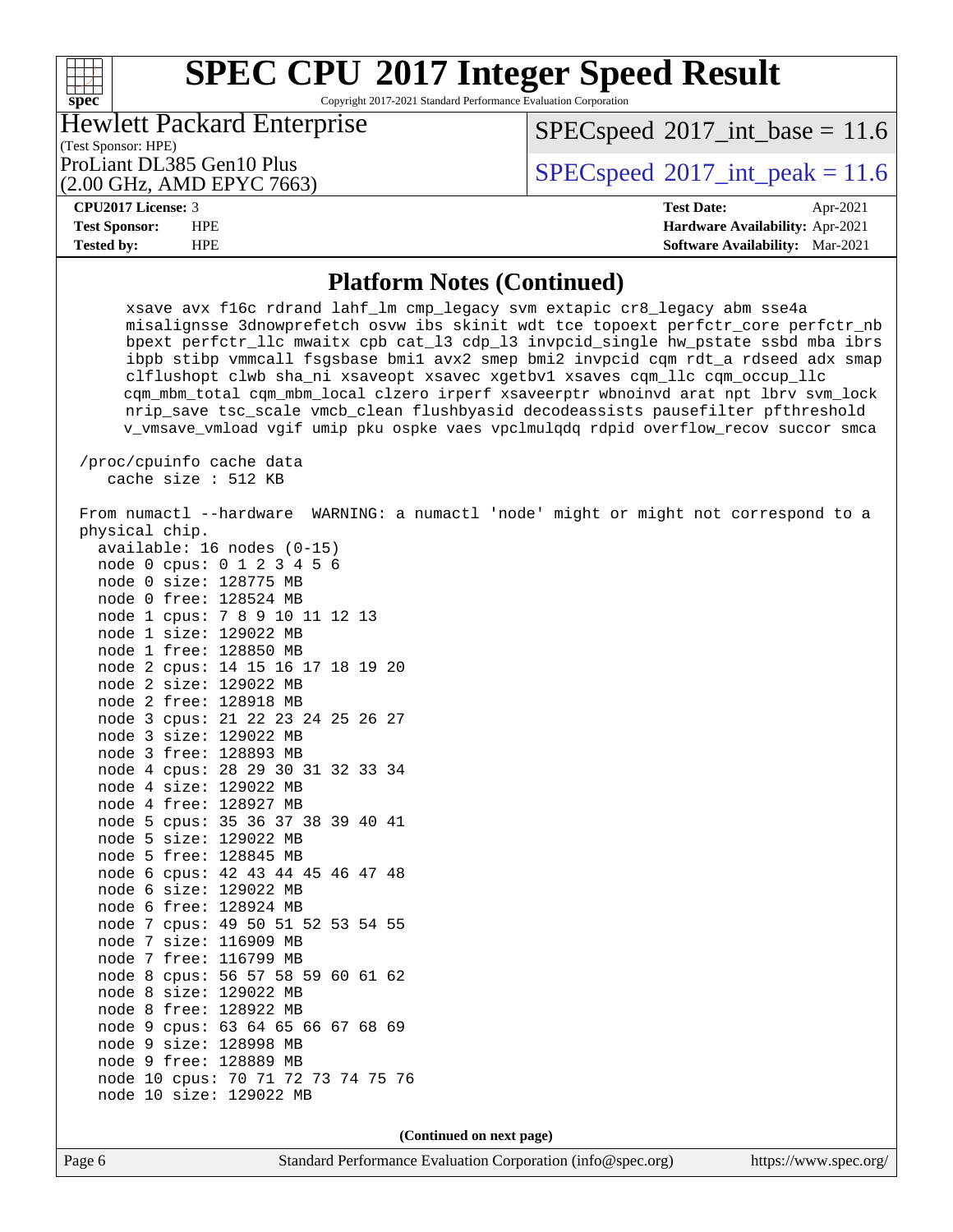# SPEC CPU 2017 Integer Speed Result

Copyright 2017-2021 Standard Performance Evaluation Corporation

**Hewlett Packard Enterprise**
(Test Sponsor: HPE)
ProLiant DL385 Gen10 Plus
(2.00 GHz, AMD EPYC 7663)

SPECspeed 2017_int_base = 11.6

SPECspeed 2017_int_peak = 11.6

| | | | |
|---|---|---|---|
| **CPU2017 License:** | 3 | **Test Date:** | Apr-2021 |
| **Test Sponsor:** | HPE | **Hardware Availability:** | Apr-2021 |
| **Tested by:** | HPE | **Software Availability:** | Mar-2021 |

## Platform Notes (Continued)

```
      xsave avx f16c rdrand lahf_lm cmp_legacy svm extapic cr8_legacy abm sse4a
      misalignsse 3dnowprefetch osvw ibs skinit wdt tce topoext perfctr_core perfctr_nb
      bpext perfctr_llc mwaitx cpb cat_l3 cdp_l3 invpcid_single hw_pstate ssbd mba ibrs
      ibpb stibp vmmcall fsgsbase bmi1 avx2 smep bmi2 invpcid cqm rdt_a rdseed adx smap
      clflushopt clwb sha_ni xsaveopt xsavec xgetbv1 xsaves cqm_llc cqm_occup_llc
      cqm_mbm_total cqm_mbm_local clzero irperf xsaveerptr wbnoinvd arat npt lbrv svm_lock
      nrip_save tsc_scale vmcb_clean flushbyasid decodeassists pausefilter pfthreshold
      v_vmsave_vmload vgif umip pku ospke vaes vpclmulqdq rdpid overflow_recov succor smca

 /proc/cpuinfo cache data
    cache size : 512 KB

 From numactl --hardware  WARNING: a numactl 'node' might or might not correspond to a
 physical chip.
   available: 16 nodes (0-15)
   node 0 cpus: 0 1 2 3 4 5 6
   node 0 size: 128775 MB
   node 0 free: 128524 MB
   node 1 cpus: 7 8 9 10 11 12 13
   node 1 size: 129022 MB
   node 1 free: 128850 MB
   node 2 cpus: 14 15 16 17 18 19 20
   node 2 size: 129022 MB
   node 2 free: 128918 MB
   node 3 cpus: 21 22 23 24 25 26 27
   node 3 size: 129022 MB
   node 3 free: 128893 MB
   node 4 cpus: 28 29 30 31 32 33 34
   node 4 size: 129022 MB
   node 4 free: 128927 MB
   node 5 cpus: 35 36 37 38 39 40 41
   node 5 size: 129022 MB
   node 5 free: 128845 MB
   node 6 cpus: 42 43 44 45 46 47 48
   node 6 size: 129022 MB
   node 6 free: 128924 MB
   node 7 cpus: 49 50 51 52 53 54 55
   node 7 size: 116909 MB
   node 7 free: 116799 MB
   node 8 cpus: 56 57 58 59 60 61 62
   node 8 size: 129022 MB
   node 8 free: 128922 MB
   node 9 cpus: 63 64 65 66 67 68 69
   node 9 size: 128998 MB
   node 9 free: 128889 MB
   node 10 cpus: 70 71 72 73 74 75 76
   node 10 size: 129022 MB
```

**(Continued on next page)**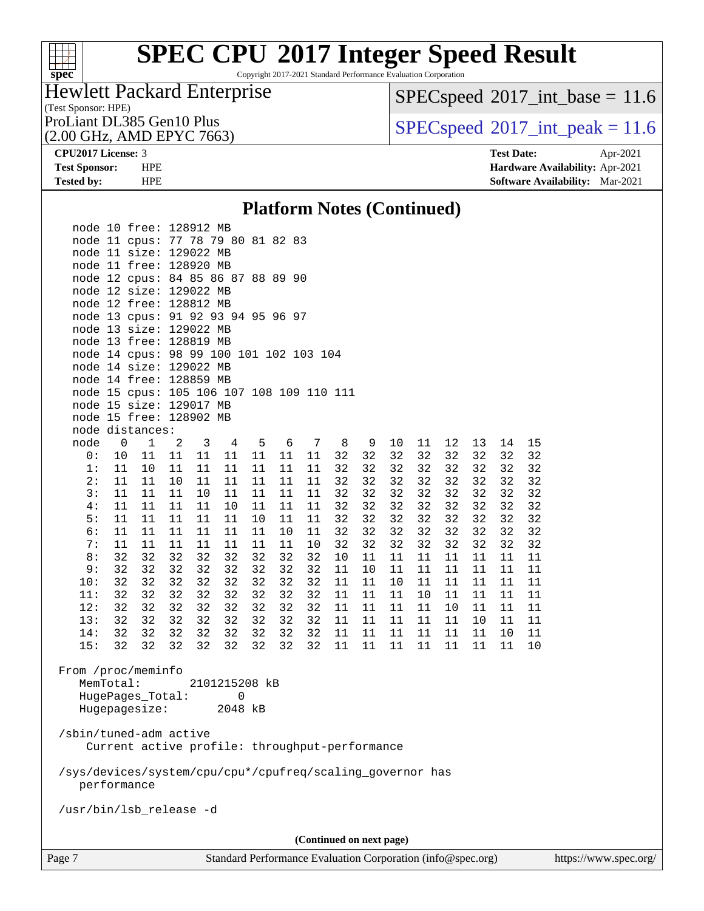## Platform Notes (Continued)

```
   node 10 free: 128912 MB
   node 11 cpus: 77 78 79 80 81 82 83
   node 11 size: 129022 MB
   node 11 free: 128920 MB
   node 12 cpus: 84 85 86 87 88 89 90
   node 12 size: 129022 MB
   node 12 free: 128812 MB
   node 13 cpus: 91 92 93 94 95 96 97
   node 13 size: 129022 MB
   node 13 free: 128819 MB
   node 14 cpus: 98 99 100 101 102 103 104
   node 14 size: 129022 MB
   node 14 free: 128859 MB
   node 15 cpus: 105 106 107 108 109 110 111
   node 15 size: 129017 MB
   node 15 free: 128902 MB
   node distances:
   node   0   1   2   3   4   5   6   7   8   9  10  11  12  13  14  15
     0:  10  11  11  11  11  11  11  11  32  32  32  32  32  32  32  32
     1:  11  10  11  11  11  11  11  11  32  32  32  32  32  32  32  32
     2:  11  11  10  11  11  11  11  11  32  32  32  32  32  32  32  32
     3:  11  11  11  10  11  11  11  11  32  32  32  32  32  32  32  32
     4:  11  11  11  11  10  11  11  11  32  32  32  32  32  32  32  32
     5:  11  11  11  11  11  10  11  11  32  32  32  32  32  32  32  32
     6:  11  11  11  11  11  11  10  11  32  32  32  32  32  32  32  32
     7:  11  11  11  11  11  11  11  10  32  32  32  32  32  32  32  32
     8:  32  32  32  32  32  32  32  32  10  11  11  11  11  11  11  11
     9:  32  32  32  32  32  32  32  32  11  10  11  11  11  11  11  11
    10:  32  32  32  32  32  32  32  32  11  11  10  11  11  11  11  11
    11:  32  32  32  32  32  32  32  32  11  11  11  10  11  11  11  11
    12:  32  32  32  32  32  32  32  32  11  11  11  11  10  11  11  11
    13:  32  32  32  32  32  32  32  32  11  11  11  11  11  10  11  11
    14:  32  32  32  32  32  32  32  32  11  11  11  11  11  11  10  11
    15:  32  32  32  32  32  32  32  32  11  11  11  11  11  11  11  10

 From /proc/meminfo
    MemTotal:       2101215208 kB
    HugePages_Total:       0
    Hugepagesize:       2048 kB

 /sbin/tuned-adm active
     Current active profile: throughput-performance

 /sys/devices/system/cpu/cpu*/cpufreq/scaling_governor has
    performance

 /usr/bin/lsb_release -d
```

(Continued on next page)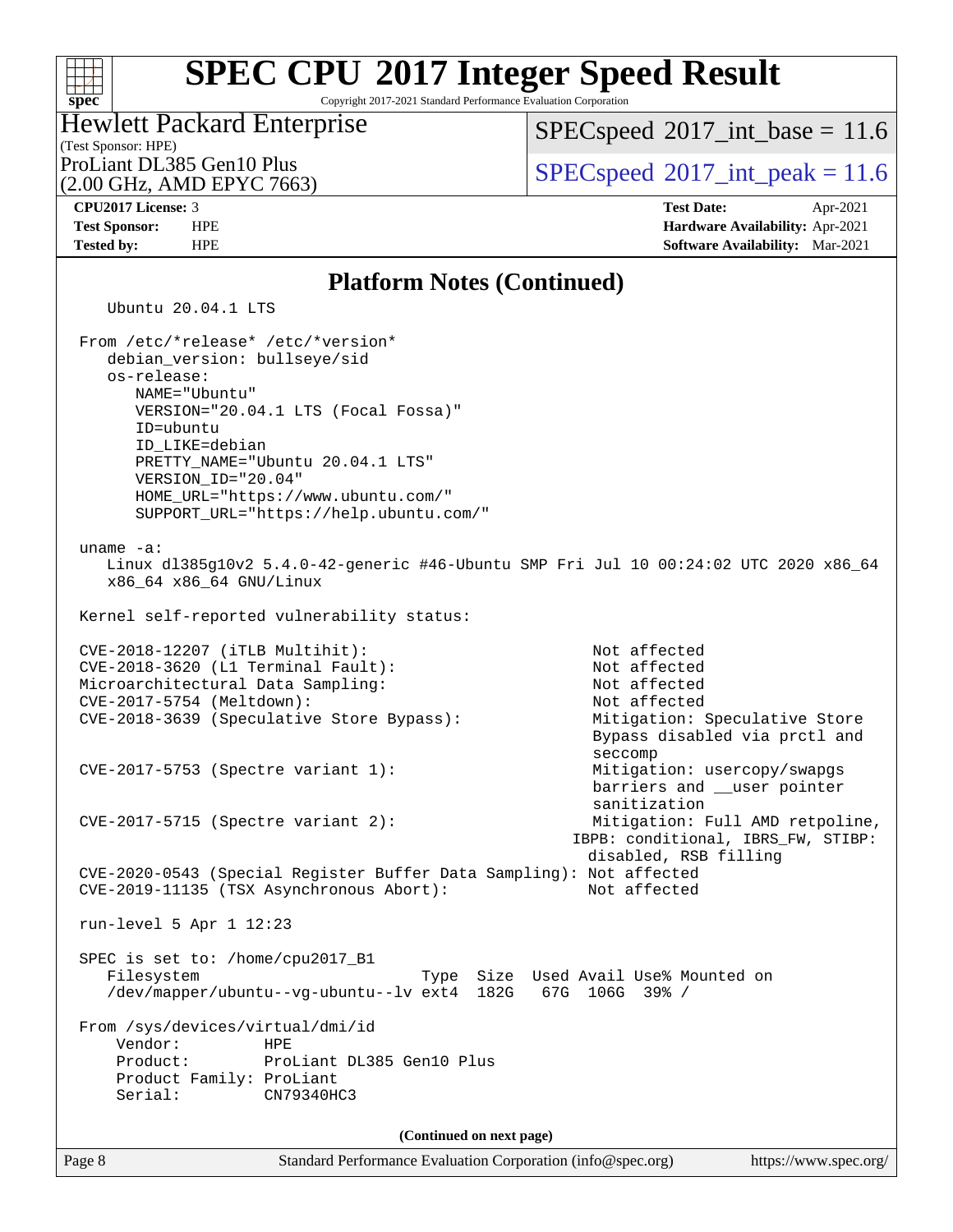## Platform Notes (Continued)

```
   Ubuntu 20.04.1 LTS

From /etc/*release* /etc/*version*
   debian_version: bullseye/sid
   os-release:
      NAME="Ubuntu"
      VERSION="20.04.1 LTS (Focal Fossa)"
      ID=ubuntu
      ID_LIKE=debian
      PRETTY_NAME="Ubuntu 20.04.1 LTS"
      VERSION_ID="20.04"
      HOME_URL="https://www.ubuntu.com/"
      SUPPORT_URL="https://help.ubuntu.com/"

uname -a:
   Linux dl385g10v2 5.4.0-42-generic #46-Ubuntu SMP Fri Jul 10 00:24:02 UTC 2020 x86_64
   x86_64 x86_64 GNU/Linux

Kernel self-reported vulnerability status:

CVE-2018-12207 (iTLB Multihit):                          Not affected
CVE-2018-3620 (L1 Terminal Fault):                       Not affected
Microarchitectural Data Sampling:                        Not affected
CVE-2017-5754 (Meltdown):                                Not affected
CVE-2018-3639 (Speculative Store Bypass):                Mitigation: Speculative Store
                                                         Bypass disabled via prctl and
                                                         seccomp
CVE-2017-5753 (Spectre variant 1):                       Mitigation: usercopy/swapgs
                                                         barriers and __user pointer
                                                         sanitization
CVE-2017-5715 (Spectre variant 2):                       Mitigation: Full AMD retpoline,
                                                       IBPB: conditional, IBRS_FW, STIBP:
                                                        disabled, RSB filling
CVE-2020-0543 (Special Register Buffer Data Sampling): Not affected
CVE-2019-11135 (TSX Asynchronous Abort):                Not affected

run-level 5 Apr 1 12:23

SPEC is set to: /home/cpu2017_B1
   Filesystem                         Type  Size  Used Avail Use% Mounted on
   /dev/mapper/ubuntu--vg-ubuntu--lv ext4  182G   67G  106G  39% /

From /sys/devices/virtual/dmi/id
    Vendor:         HPE
    Product:        ProLiant DL385 Gen10 Plus
    Product Family: ProLiant
    Serial:         CN79340HC3
```

(Continued on next page)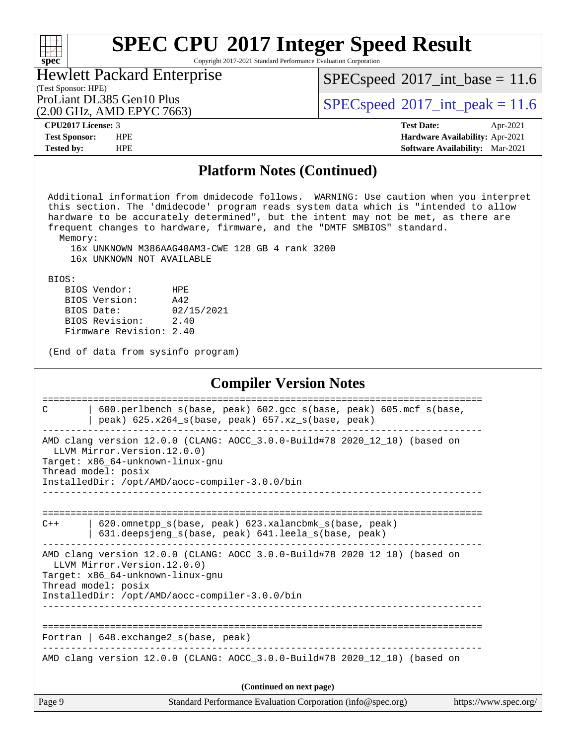## Platform Notes (Continued)

```
 Additional information from dmidecode follows.  WARNING: Use caution when you interpret
 this section. The 'dmidecode' program reads system data which is "intended to allow
 hardware to be accurately determined", but the intent may not be met, as there are
 frequent changes to hardware, firmware, and the "DMTF SMBIOS" standard.
   Memory:
     16x UNKNOWN M386AAG40AM3-CWE 128 GB 4 rank 3200
     16x UNKNOWN NOT AVAILABLE

 BIOS:
    BIOS Vendor:       HPE
    BIOS Version:      A42
    BIOS Date:         02/15/2021
    BIOS Revision:     2.40
    Firmware Revision: 2.40

 (End of data from sysinfo program)
```

## Compiler Version Notes

```
==============================================================================
C       | 600.perlbench_s(base, peak) 602.gcc_s(base, peak) 605.mcf_s(base,
        | peak) 625.x264_s(base, peak) 657.xz_s(base, peak)
------------------------------------------------------------------------------
AMD clang version 12.0.0 (CLANG: AOCC_3.0.0-Build#78 2020_12_10) (based on
  LLVM Mirror.Version.12.0.0)
Target: x86_64-unknown-linux-gnu
Thread model: posix
InstalledDir: /opt/AMD/aocc-compiler-3.0.0/bin
------------------------------------------------------------------------------

==============================================================================
C++     | 620.omnetpp_s(base, peak) 623.xalancbmk_s(base, peak)
        | 631.deepsjeng_s(base, peak) 641.leela_s(base, peak)
------------------------------------------------------------------------------
AMD clang version 12.0.0 (CLANG: AOCC_3.0.0-Build#78 2020_12_10) (based on
  LLVM Mirror.Version.12.0.0)
Target: x86_64-unknown-linux-gnu
Thread model: posix
InstalledDir: /opt/AMD/aocc-compiler-3.0.0/bin
------------------------------------------------------------------------------

==============================================================================
Fortran | 648.exchange2_s(base, peak)
------------------------------------------------------------------------------
AMD clang version 12.0.0 (CLANG: AOCC_3.0.0-Build#78 2020_12_10) (based on
```

(Continued on next page)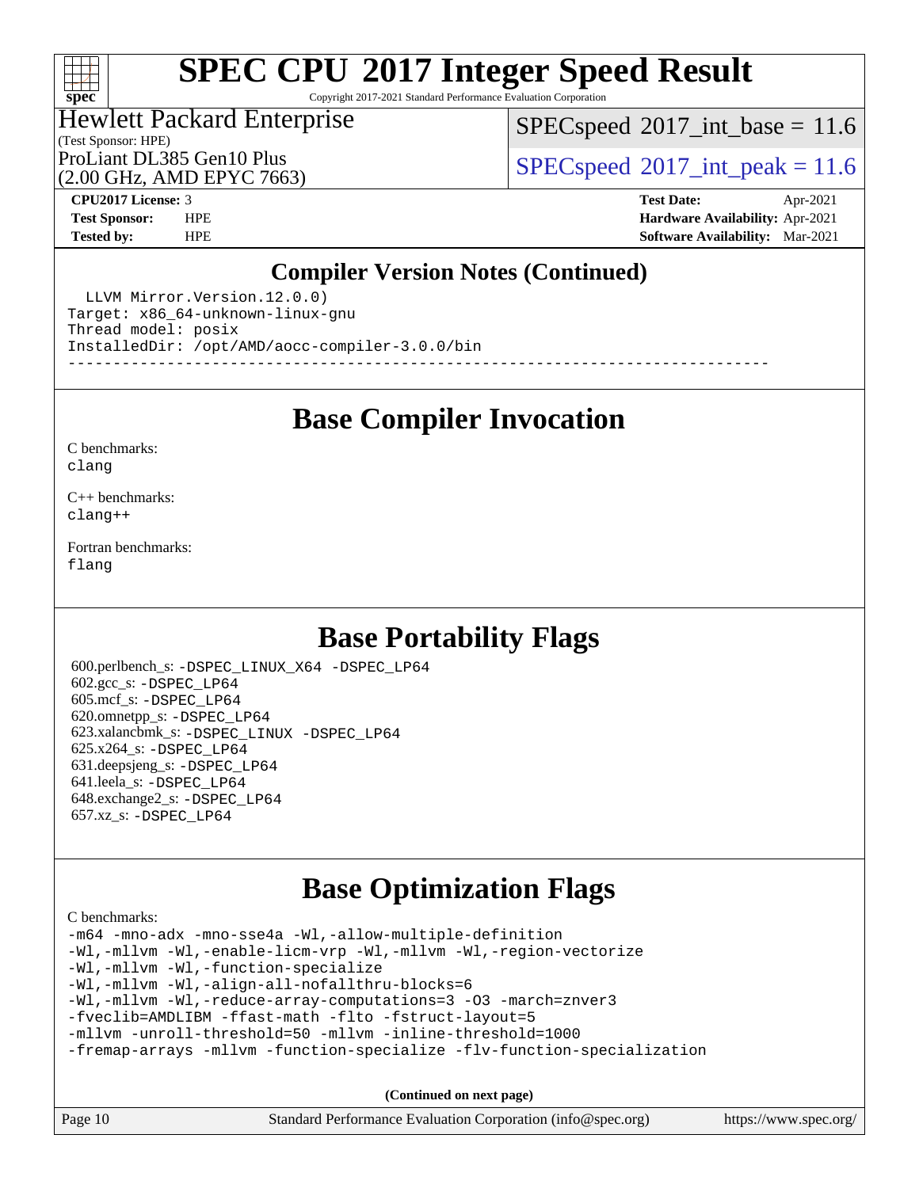# SPEC CPU 2017 Integer Speed Result

Copyright 2017-2021 Standard Performance Evaluation Corporation

Hewlett Packard Enterprise
(Test Sponsor: HPE)
ProLiant DL385 Gen10 Plus
(2.00 GHz, AMD EPYC 7663)

SPECspeed 2017_int_base = 11.6

SPECspeed 2017_int_peak = 11.6

**CPU2017 License:** 3
**Test Sponsor:** HPE
**Tested by:** HPE

**Test Date:** Apr-2021
**Hardware Availability:** Apr-2021
**Software Availability:** Mar-2021

## Compiler Version Notes (Continued)

```
  LLVM Mirror.Version.12.0.0)
Target: x86_64-unknown-linux-gnu
Thread model: posix
InstalledDir: /opt/AMD/aocc-compiler-3.0.0/bin
------------------------------------------------------------------------------
```

## Base Compiler Invocation

C benchmarks:
clang

C++ benchmarks:
clang++

Fortran benchmarks:
flang

## Base Portability Flags

600.perlbench_s: -DSPEC_LINUX_X64 -DSPEC_LP64
602.gcc_s: -DSPEC_LP64
605.mcf_s: -DSPEC_LP64
620.omnetpp_s: -DSPEC_LP64
623.xalancbmk_s: -DSPEC_LINUX -DSPEC_LP64
625.x264_s: -DSPEC_LP64
631.deepsjeng_s: -DSPEC_LP64
641.leela_s: -DSPEC_LP64
648.exchange2_s: -DSPEC_LP64
657.xz_s: -DSPEC_LP64

## Base Optimization Flags

C benchmarks:

```
-m64 -mno-adx -mno-sse4a -Wl,-allow-multiple-definition
-Wl,-mllvm -Wl,-enable-licm-vrp -Wl,-mllvm -Wl,-region-vectorize
-Wl,-mllvm -Wl,-function-specialize
-Wl,-mllvm -Wl,-align-all-nofallthru-blocks=6
-Wl,-mllvm -Wl,-reduce-array-computations=3 -O3 -march=znver3
-fveclib=AMDLIBM -ffast-math -flto -fstruct-layout=5
-mllvm -unroll-threshold=50 -mllvm -inline-threshold=1000
-fremap-arrays -mllvm -function-specialize -flv-function-specialization
```

**(Continued on next page)**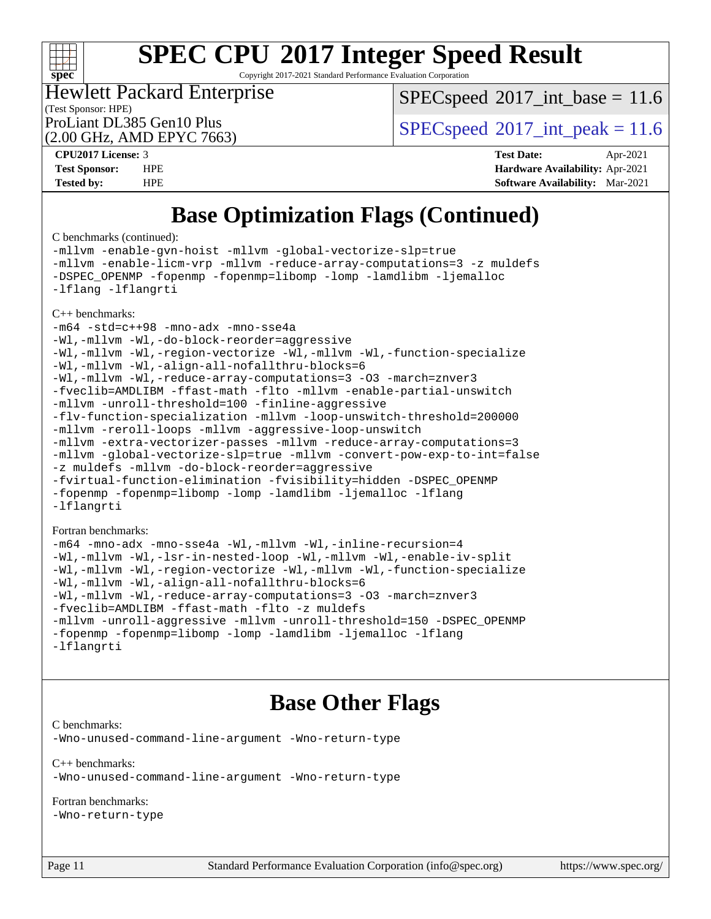# Base Optimization Flags (Continued)

C benchmarks (continued):

```
-mllvm -enable-gvn-hoist -mllvm -global-vectorize-slp=true
-mllvm -enable-licm-vrp -mllvm -reduce-array-computations=3 -z muldefs
-DSPEC_OPENMP -fopenmp -fopenmp=libomp -lomp -lamdlibm -ljemalloc
-lflang -lflangrti
```

C++ benchmarks:

```
-m64 -std=c++98 -mno-adx -mno-sse4a
-Wl,-mllvm -Wl,-do-block-reorder=aggressive
-Wl,-mllvm -Wl,-region-vectorize -Wl,-mllvm -Wl,-function-specialize
-Wl,-mllvm -Wl,-align-all-nofallthru-blocks=6
-Wl,-mllvm -Wl,-reduce-array-computations=3 -O3 -march=znver3
-fveclib=AMDLIBM -ffast-math -flto -mllvm -enable-partial-unswitch
-mllvm -unroll-threshold=100 -finline-aggressive
-flv-function-specialization -mllvm -loop-unswitch-threshold=200000
-mllvm -reroll-loops -mllvm -aggressive-loop-unswitch
-mllvm -extra-vectorizer-passes -mllvm -reduce-array-computations=3
-mllvm -global-vectorize-slp=true -mllvm -convert-pow-exp-to-int=false
-z muldefs -mllvm -do-block-reorder=aggressive
-fvirtual-function-elimination -fvisibility=hidden -DSPEC_OPENMP
-fopenmp -fopenmp=libomp -lomp -lamdlibm -ljemalloc -lflang
-lflangrti
```

Fortran benchmarks:

```
-m64 -mno-adx -mno-sse4a -Wl,-mllvm -Wl,-inline-recursion=4
-Wl,-mllvm -Wl,-lsr-in-nested-loop -Wl,-mllvm -Wl,-enable-iv-split
-Wl,-mllvm -Wl,-region-vectorize -Wl,-mllvm -Wl,-function-specialize
-Wl,-mllvm -Wl,-align-all-nofallthru-blocks=6
-Wl,-mllvm -Wl,-reduce-array-computations=3 -O3 -march=znver3
-fveclib=AMDLIBM -ffast-math -flto -z muldefs
-mllvm -unroll-aggressive -mllvm -unroll-threshold=150 -DSPEC_OPENMP
-fopenmp -fopenmp=libomp -lomp -lamdlibm -ljemalloc -lflang
-lflangrti
```

# Base Other Flags

C benchmarks:

```
-Wno-unused-command-line-argument -Wno-return-type
```

C++ benchmarks:

```
-Wno-unused-command-line-argument -Wno-return-type
```

Fortran benchmarks:

```
-Wno-return-type
```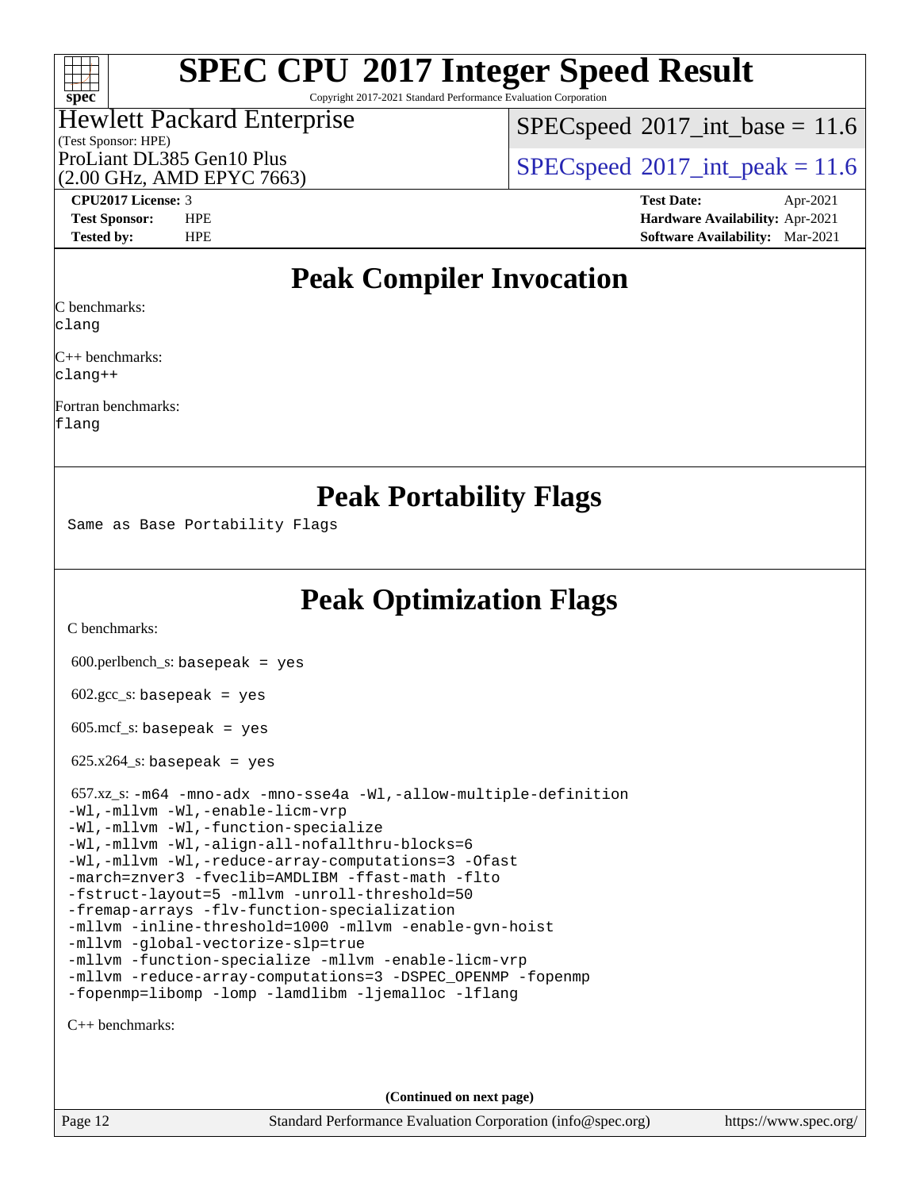# SPEC CPU 2017 Integer Speed Result

Copyright 2017-2021 Standard Performance Evaluation Corporation

**Hewlett Packard Enterprise**
(Test Sponsor: HPE)

ProLiant DL385 Gen10 Plus
(2.00 GHz, AMD EPYC 7663)

SPECspeed 2017_int_base = 11.6

SPECspeed 2017_int_peak = 11.6

| | | | |
|---|---|---|---|
| **CPU2017 License:** | 3 | **Test Date:** | Apr-2021 |
| **Test Sponsor:** | HPE | **Hardware Availability:** | Apr-2021 |
| **Tested by:** | HPE | **Software Availability:** | Mar-2021 |

## Peak Compiler Invocation

C benchmarks:
`clang`

C++ benchmarks:
`clang++`

Fortran benchmarks:
`flang`

## Peak Portability Flags

Same as Base Portability Flags

## Peak Optimization Flags

C benchmarks:

600.perlbench_s: `basepeak = yes`

602.gcc_s: `basepeak = yes`

605.mcf_s: `basepeak = yes`

625.x264_s: `basepeak = yes`

657.xz_s:
```
-m64 -mno-adx -mno-sse4a -Wl,-allow-multiple-definition
-Wl,-mllvm -Wl,-enable-licm-vrp
-Wl,-mllvm -Wl,-function-specialize
-Wl,-mllvm -Wl,-align-all-nofallthru-blocks=6
-Wl,-mllvm -Wl,-reduce-array-computations=3 -Ofast
-march=znver3 -fveclib=AMDLIBM -ffast-math -flto
-fstruct-layout=5 -mllvm -unroll-threshold=50
-fremap-arrays -flv-function-specialization
-mllvm -inline-threshold=1000 -mllvm -enable-gvn-hoist
-mllvm -global-vectorize-slp=true
-mllvm -function-specialize -mllvm -enable-licm-vrp
-mllvm -reduce-array-computations=3 -DSPEC_OPENMP -fopenmp
-fopenmp=libomp -lomp -lamdlibm -ljemalloc -lflang
```

C++ benchmarks:

(Continued on next page)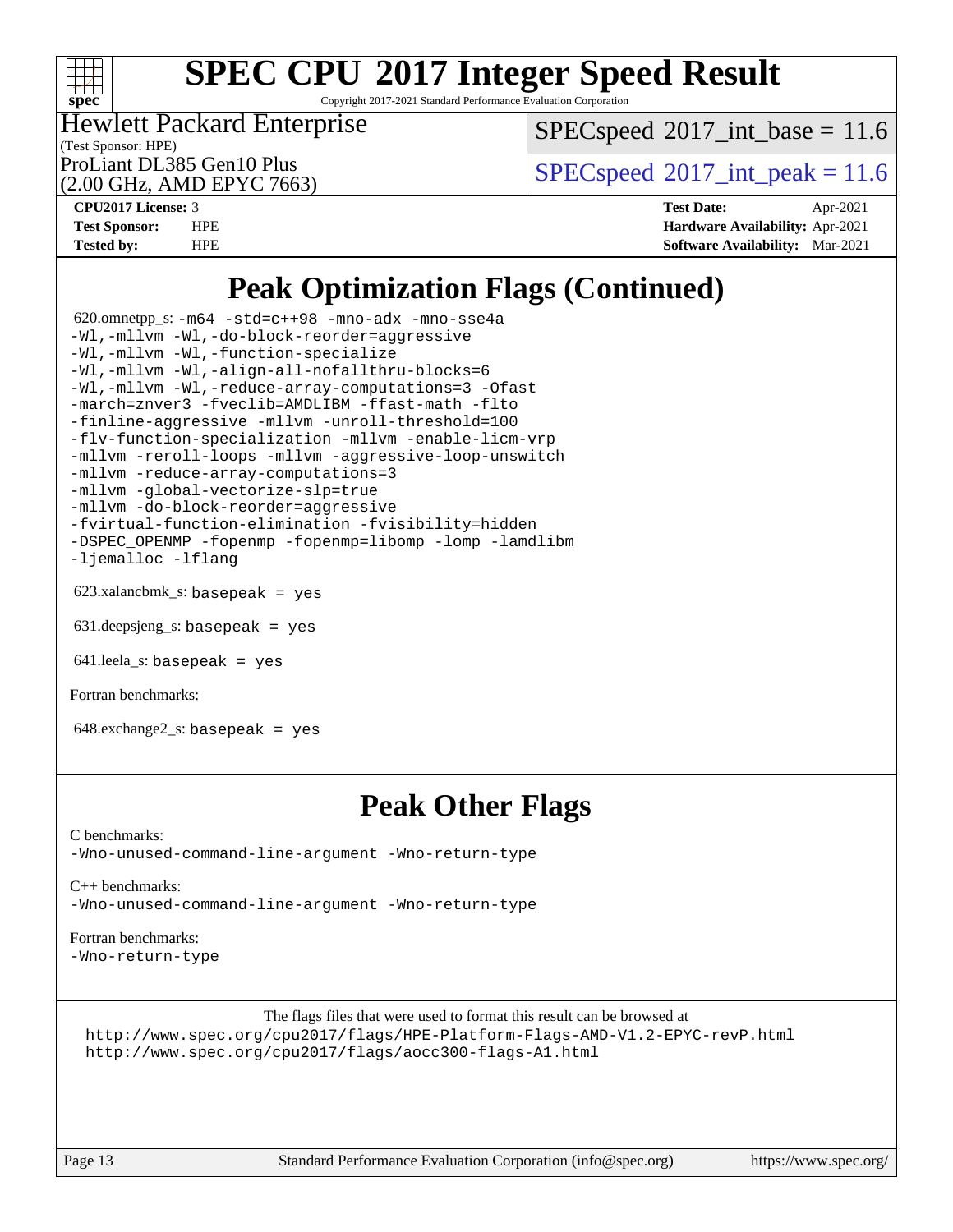# SPEC CPU 2017 Integer Speed Result

Copyright 2017-2021 Standard Performance Evaluation Corporation

Hewlett Packard Enterprise
(Test Sponsor: HPE)
ProLiant DL385 Gen10 Plus
(2.00 GHz, AMD EPYC 7663)

SPECspeed 2017_int_base = 11.6

SPECspeed 2017_int_peak = 11.6

**CPU2017 License:** 3
**Test Sponsor:** HPE
**Tested by:** HPE

**Test Date:** Apr-2021
**Hardware Availability:** Apr-2021
**Software Availability:** Mar-2021

## Peak Optimization Flags (Continued)

620.omnetpp_s: -m64 -std=c++98 -mno-adx -mno-sse4a
-Wl,-mllvm -Wl,-do-block-reorder=aggressive
-Wl,-mllvm -Wl,-function-specialize
-Wl,-mllvm -Wl,-align-all-nofallthru-blocks=6
-Wl,-mllvm -Wl,-reduce-array-computations=3 -Ofast
-march=znver3 -fveclib=AMDLIBM -ffast-math -flto
-finline-aggressive -mllvm -unroll-threshold=100
-flv-function-specialization -mllvm -enable-licm-vrp
-mllvm -reroll-loops -mllvm -aggressive-loop-unswitch
-mllvm -reduce-array-computations=3
-mllvm -global-vectorize-slp=true
-mllvm -do-block-reorder=aggressive
-fvirtual-function-elimination -fvisibility=hidden
-DSPEC_OPENMP -fopenmp -fopenmp=libomp -lomp -lamdlibm
-ljemalloc -lflang

623.xalancbmk_s: basepeak = yes

631.deepsjeng_s: basepeak = yes

641.leela_s: basepeak = yes

Fortran benchmarks:

648.exchange2_s: basepeak = yes

## Peak Other Flags

C benchmarks:
-Wno-unused-command-line-argument -Wno-return-type

C++ benchmarks:
-Wno-unused-command-line-argument -Wno-return-type

Fortran benchmarks:
-Wno-return-type

The flags files that were used to format this result can be browsed at
http://www.spec.org/cpu2017/flags/HPE-Platform-Flags-AMD-V1.2-EPYC-revP.html
http://www.spec.org/cpu2017/flags/aocc300-flags-A1.html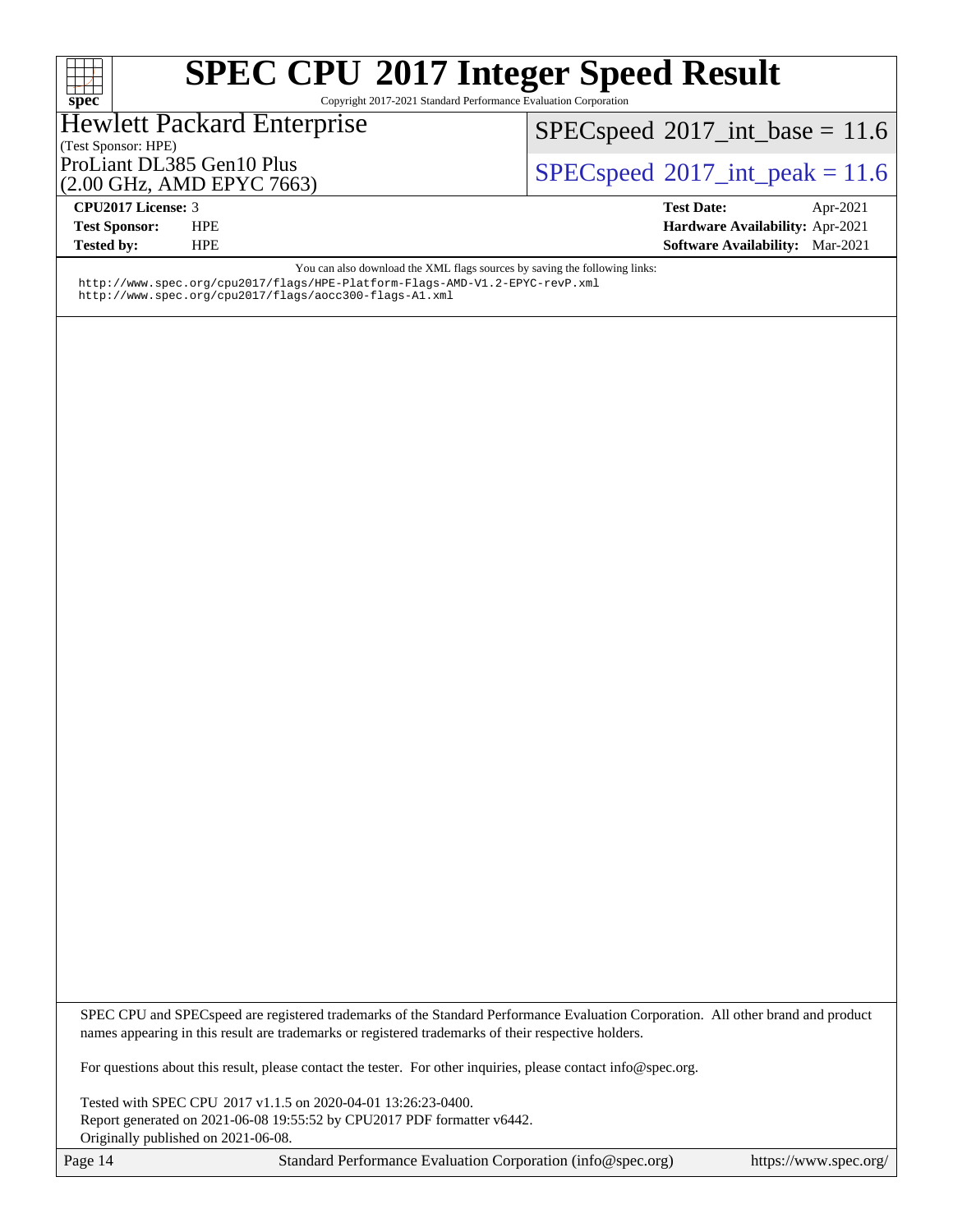You can also download the XML flags sources by saving the following links:

```
http://www.spec.org/cpu2017/flags/HPE-Platform-Flags-AMD-V1.2-EPYC-revP.xml
http://www.spec.org/cpu2017/flags/aocc300-flags-A1.xml
```

SPEC CPU and SPECspeed are registered trademarks of the Standard Performance Evaluation Corporation. All other brand and product names appearing in this result are trademarks or registered trademarks of their respective holders.

For questions about this result, please contact the tester. For other inquiries, please contact info@spec.org.

Tested with SPEC CPU 2017 v1.1.5 on 2020-04-01 13:26:23-0400.
Report generated on 2021-06-08 19:55:52 by CPU2017 PDF formatter v6442.
Originally published on 2021-06-08.